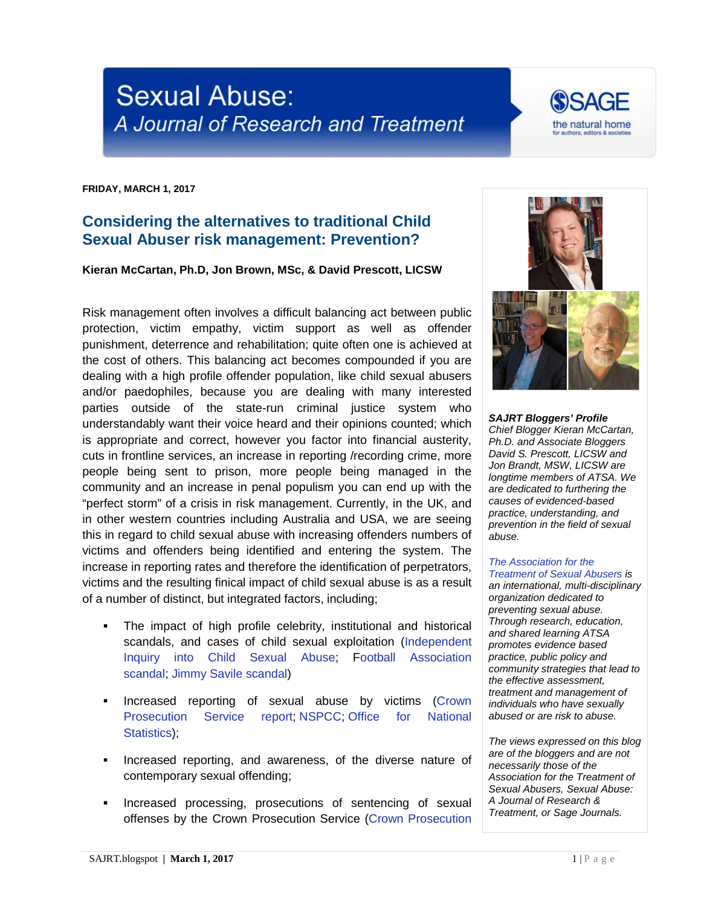# Sexual Abuse: A Journal of Research and Treatment

**FRIDAY, MARCH 1, 2017**

## Considering the alternatives to traditional Child Sexual Abuser risk management: Prevention?

**Kieran McCartan, Ph.D, Jon Brown, MSc, & David Prescott, LICSW**

Risk management often involves a difficult balancing act between public protection, victim empathy, victim support as well as offender punishment, deterrence and rehabilitation; quite often one is achieved at the cost of others. This balancing act becomes compounded if you are dealing with a high profile offender population, like child sexual abusers and/or paedophiles, because you are dealing with many interested parties outside of the state-run criminal justice system who understandably want their voice heard and their opinions counted; which is appropriate and correct, however you factor into financial austerity, cuts in frontline services, an increase in reporting /recording crime, more people being sent to prison, more people being managed in the community and an increase in penal populism you can end up with the "perfect storm" of a crisis in risk management. Currently, in the UK, and in other western countries including Australia and USA, we are seeing this in regard to child sexual abuse with increasing offenders numbers of victims and offenders being identified and entering the system. The increase in reporting rates and therefore the identification of perpetrators, victims and the resulting finical impact of child sexual abuse is as a result of a number of distinct, but integrated factors, including;

- The impact of high profile celebrity, institutional and historical scandals, and cases of child sexual exploitation (Independent Inquiry into Child Sexual Abuse; Football Association scandal; Jimmy Savile scandal)
- Increased reporting of sexual abuse by victims (Crown Prosecution Service report; NSPCC; Office for National Statistics);
- Increased reporting, and awareness, of the diverse nature of contemporary sexual offending;
- Increased processing, prosecutions of sentencing of sexual offenses by the Crown Prosecution Service (Crown Prosecution

***SAJRT Bloggers' Profile***
*Chief Blogger Kieran McCartan, Ph.D. and Associate Bloggers David S. Prescott, LICSW and Jon Brandt, MSW, LICSW are longtime members of ATSA. We are dedicated to furthering the causes of evidenced-based practice, understanding, and prevention in the field of sexual abuse.*

*The Association for the Treatment of Sexual Abusers is an international, multi-disciplinary organization dedicated to preventing sexual abuse. Through research, education, and shared learning ATSA promotes evidence based practice, public policy and community strategies that lead to the effective assessment, treatment and management of individuals who have sexually abused or are risk to abuse.*

*The views expressed on this blog are of the bloggers and are not necessarily those of the Association for the Treatment of Sexual Abusers, Sexual Abuse: A Journal of Research & Treatment, or Sage Journals.*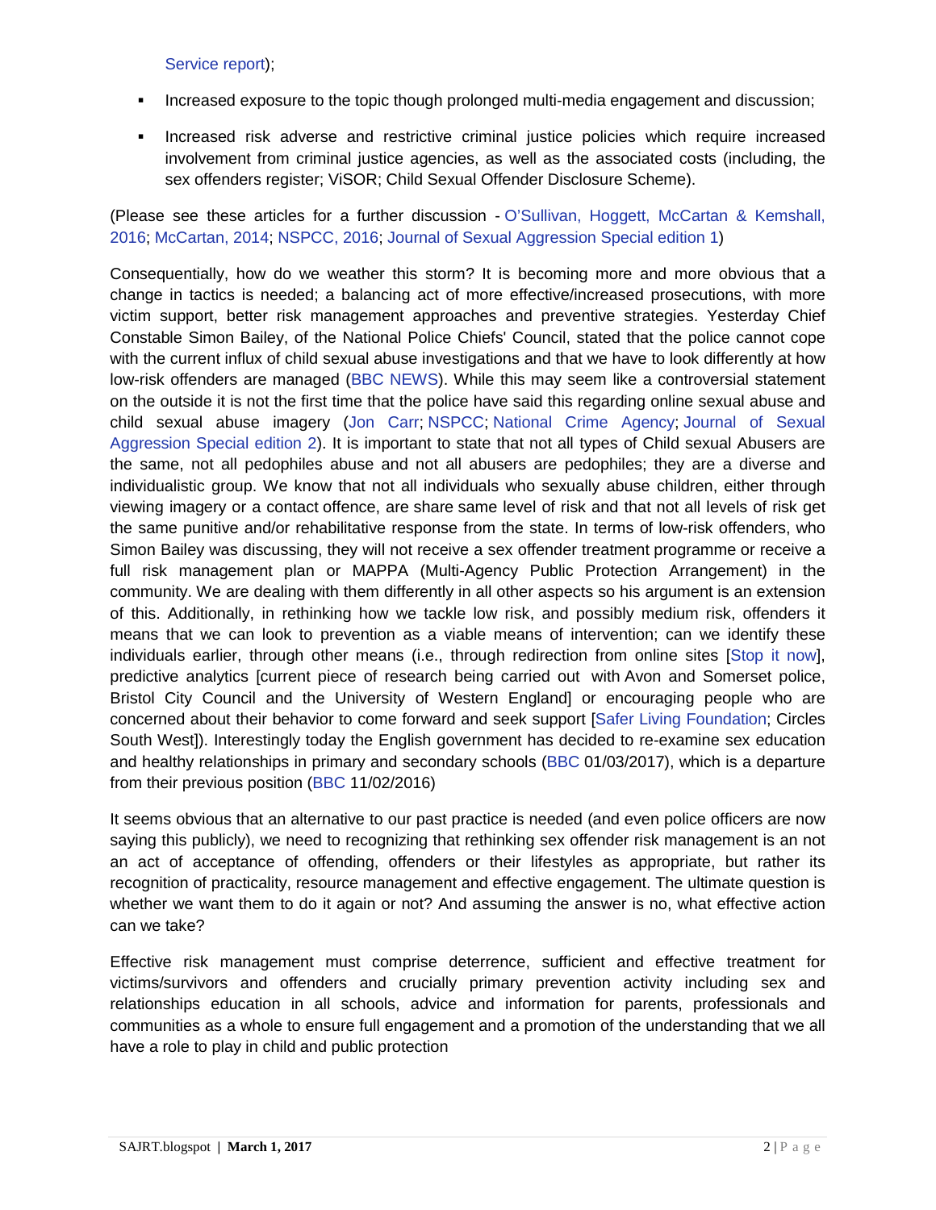Service report);

- Increased exposure to the topic though prolonged multi-media engagement and discussion;
- Increased risk adverse and restrictive criminal justice policies which require increased involvement from criminal justice agencies, as well as the associated costs (including, the sex offenders register; ViSOR; Child Sexual Offender Disclosure Scheme).

(Please see these articles for a further discussion - O'Sullivan, Hoggett, McCartan & Kemshall, 2016; McCartan, 2014; NSPCC, 2016; Journal of Sexual Aggression Special edition 1)

Consequentially, how do we weather this storm? It is becoming more and more obvious that a change in tactics is needed; a balancing act of more effective/increased prosecutions, with more victim support, better risk management approaches and preventive strategies. Yesterday Chief Constable Simon Bailey, of the National Police Chiefs' Council, stated that the police cannot cope with the current influx of child sexual abuse investigations and that we have to look differently at how low-risk offenders are managed (BBC NEWS). While this may seem like a controversial statement on the outside it is not the first time that the police have said this regarding online sexual abuse and child sexual abuse imagery (Jon Carr; NSPCC; National Crime Agency; Journal of Sexual Aggression Special edition 2). It is important to state that not all types of Child sexual Abusers are the same, not all pedophiles abuse and not all abusers are pedophiles; they are a diverse and individualistic group. We know that not all individuals who sexually abuse children, either through viewing imagery or a contact offence, are share same level of risk and that not all levels of risk get the same punitive and/or rehabilitative response from the state. In terms of low-risk offenders, who Simon Bailey was discussing, they will not receive a sex offender treatment programme or receive a full risk management plan or MAPPA (Multi-Agency Public Protection Arrangement) in the community. We are dealing with them differently in all other aspects so his argument is an extension of this. Additionally, in rethinking how we tackle low risk, and possibly medium risk, offenders it means that we can look to prevention as a viable means of intervention; can we identify these individuals earlier, through other means (i.e., through redirection from online sites [Stop it now], predictive analytics [current piece of research being carried out with Avon and Somerset police, Bristol City Council and the University of Western England] or encouraging people who are concerned about their behavior to come forward and seek support [Safer Living Foundation; Circles South West]). Interestingly today the English government has decided to re-examine sex education and healthy relationships in primary and secondary schools (BBC 01/03/2017), which is a departure from their previous position (BBC 11/02/2016)

It seems obvious that an alternative to our past practice is needed (and even police officers are now saying this publicly), we need to recognizing that rethinking sex offender risk management is an not an act of acceptance of offending, offenders or their lifestyles as appropriate, but rather its recognition of practicality, resource management and effective engagement. The ultimate question is whether we want them to do it again or not? And assuming the answer is no, what effective action can we take?

Effective risk management must comprise deterrence, sufficient and effective treatment for victims/survivors and offenders and crucially primary prevention activity including sex and relationships education in all schools, advice and information for parents, professionals and communities as a whole to ensure full engagement and a promotion of the understanding that we all have a role to play in child and public protection